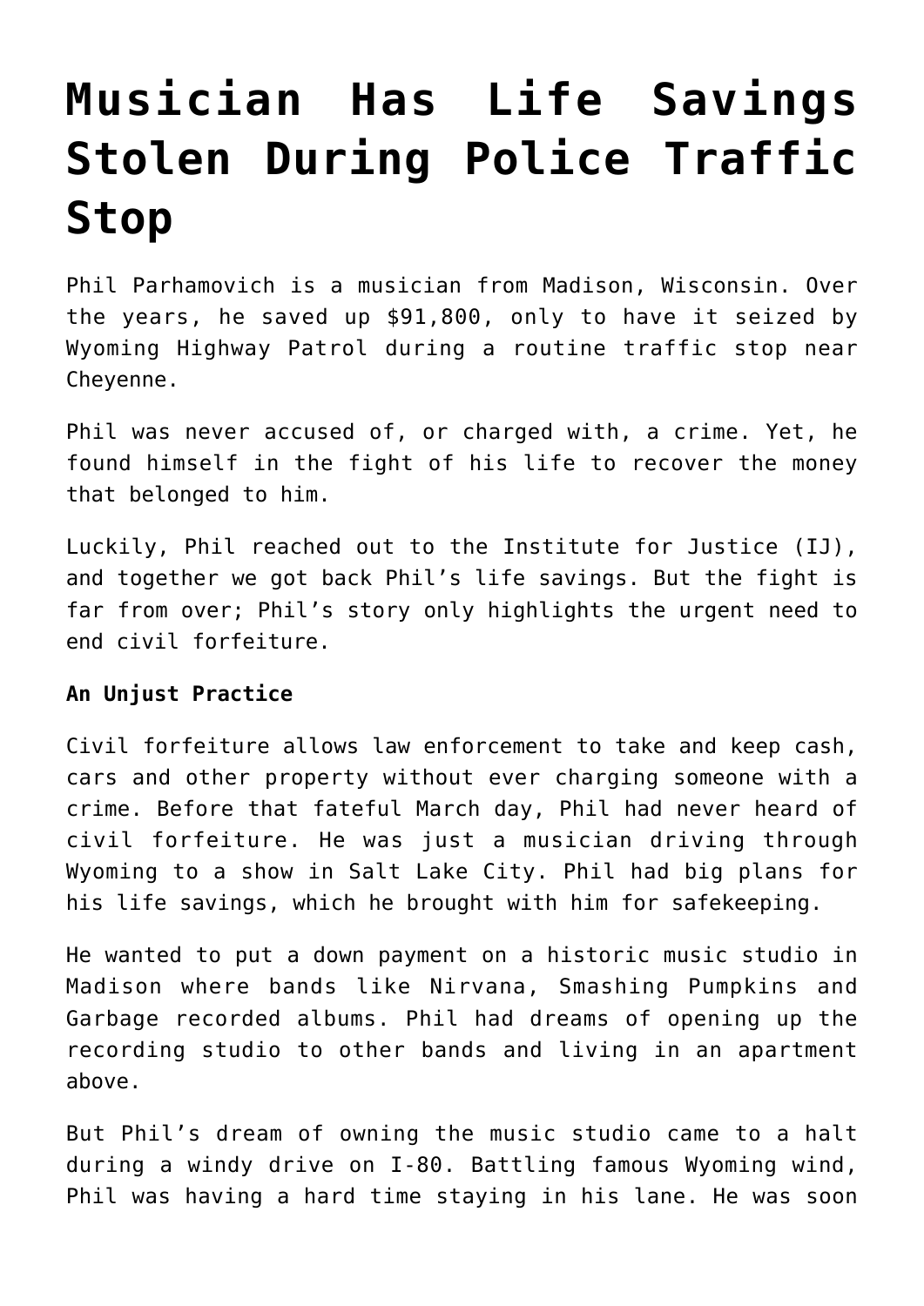# Musician Has Life Savings Stolen During Police Traffic Stop

Phil Parhamovich is a musician from Madison, Wisconsin. Over the years, he saved up $91,800, only to have it seized by Wyoming Highway Patrol during a routine traffic stop near Cheyenne.

Phil was never accused of, or charged with, a crime. Yet, he found himself in the fight of his life to recover the money that belonged to him.

Luckily, Phil reached out to the Institute for Justice (IJ), and together we got back Phil's life savings. But the fight is far from over; Phil's story only highlights the urgent need to end civil forfeiture.

**An Unjust Practice**

Civil forfeiture allows law enforcement to take and keep cash, cars and other property without ever charging someone with a crime. Before that fateful March day, Phil had never heard of civil forfeiture. He was just a musician driving through Wyoming to a show in Salt Lake City. Phil had big plans for his life savings, which he brought with him for safekeeping.

He wanted to put a down payment on a historic music studio in Madison where bands like Nirvana, Smashing Pumpkins and Garbage recorded albums. Phil had dreams of opening up the recording studio to other bands and living in an apartment above.

But Phil's dream of owning the music studio came to a halt during a windy drive on I-80. Battling famous Wyoming wind, Phil was having a hard time staying in his lane. He was soon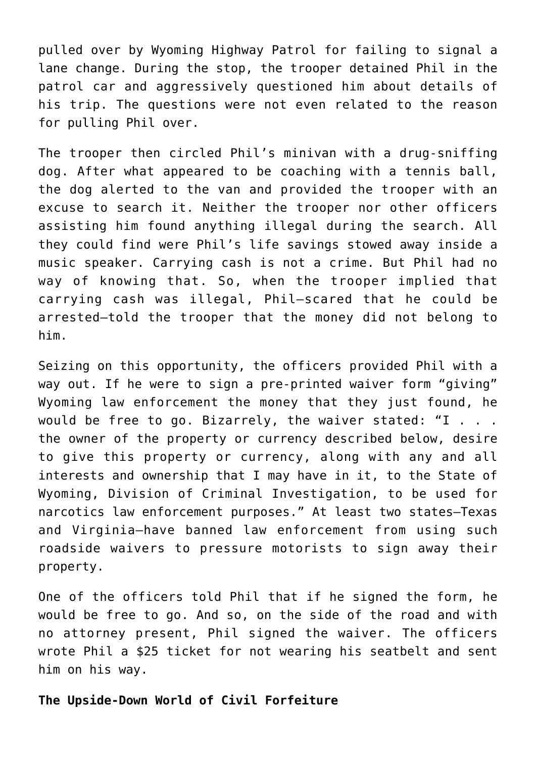pulled over by Wyoming Highway Patrol for failing to signal a lane change. During the stop, the trooper detained Phil in the patrol car and aggressively questioned him about details of his trip. The questions were not even related to the reason for pulling Phil over.

The trooper then circled Phil's minivan with a drug-sniffing dog. After what appeared to be coaching with a tennis ball, the dog alerted to the van and provided the trooper with an excuse to search it. Neither the trooper nor other officers assisting him found anything illegal during the search. All they could find were Phil's life savings stowed away inside a music speaker. Carrying cash is not a crime. But Phil had no way of knowing that. So, when the trooper implied that carrying cash was illegal, Phil—scared that he could be arrested—told the trooper that the money did not belong to him.

Seizing on this opportunity, the officers provided Phil with a way out. If he were to sign a pre-printed waiver form "giving" Wyoming law enforcement the money that they just found, he would be free to go. Bizarrely, the waiver stated: "I . . . the owner of the property or currency described below, desire to give this property or currency, along with any and all interests and ownership that I may have in it, to the State of Wyoming, Division of Criminal Investigation, to be used for narcotics law enforcement purposes." At least two states—Texas and Virginia—have banned law enforcement from using such roadside waivers to pressure motorists to sign away their property.

One of the officers told Phil that if he signed the form, he would be free to go. And so, on the side of the road and with no attorney present, Phil signed the waiver. The officers wrote Phil a $25 ticket for not wearing his seatbelt and sent him on his way.

**The Upside-Down World of Civil Forfeiture**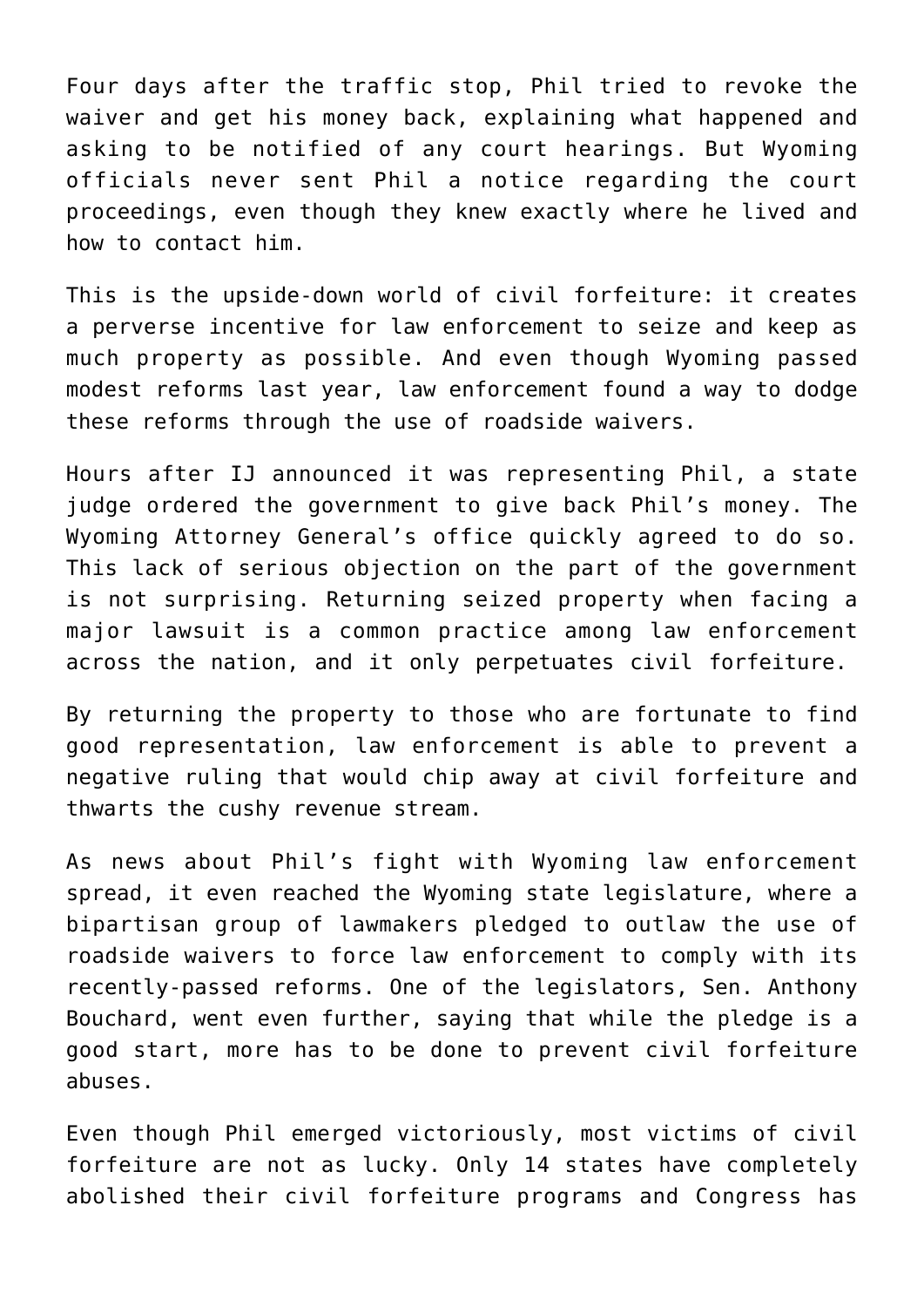Four days after the traffic stop, Phil tried to revoke the waiver and get his money back, explaining what happened and asking to be notified of any court hearings. But Wyoming officials never sent Phil a notice regarding the court proceedings, even though they knew exactly where he lived and how to contact him.

This is the upside-down world of civil forfeiture: it creates a perverse incentive for law enforcement to seize and keep as much property as possible. And even though Wyoming passed modest reforms last year, law enforcement found a way to dodge these reforms through the use of roadside waivers.

Hours after IJ announced it was representing Phil, a state judge ordered the government to give back Phil's money. The Wyoming Attorney General's office quickly agreed to do so. This lack of serious objection on the part of the government is not surprising. Returning seized property when facing a major lawsuit is a common practice among law enforcement across the nation, and it only perpetuates civil forfeiture.

By returning the property to those who are fortunate to find good representation, law enforcement is able to prevent a negative ruling that would chip away at civil forfeiture and thwarts the cushy revenue stream.

As news about Phil's fight with Wyoming law enforcement spread, it even reached the Wyoming state legislature, where a bipartisan group of lawmakers pledged to outlaw the use of roadside waivers to force law enforcement to comply with its recently-passed reforms. One of the legislators, Sen. Anthony Bouchard, went even further, saying that while the pledge is a good start, more has to be done to prevent civil forfeiture abuses.

Even though Phil emerged victoriously, most victims of civil forfeiture are not as lucky. Only 14 states have completely abolished their civil forfeiture programs and Congress has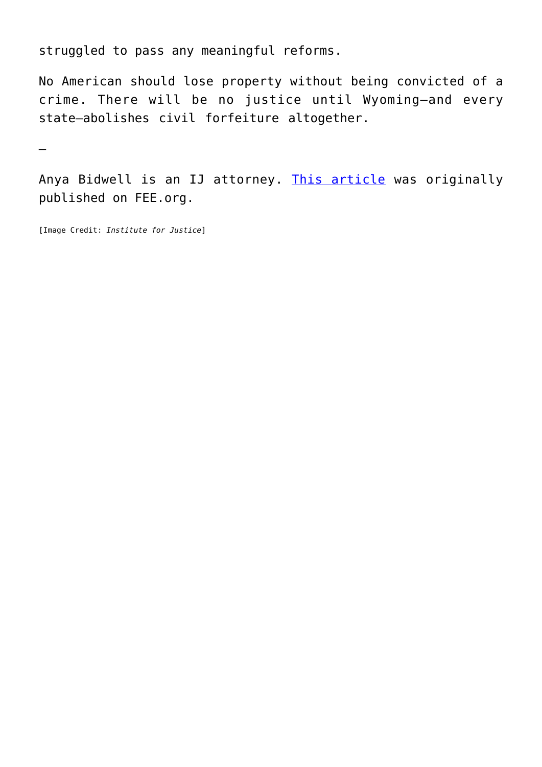struggled to pass any meaningful reforms.

No American should lose property without being convicted of a crime. There will be no justice until Wyoming—and every state—abolishes civil forfeiture altogether.

—

Anya Bidwell is an IJ attorney. This article was originally published on FEE.org.

[Image Credit: *Institute for Justice*]